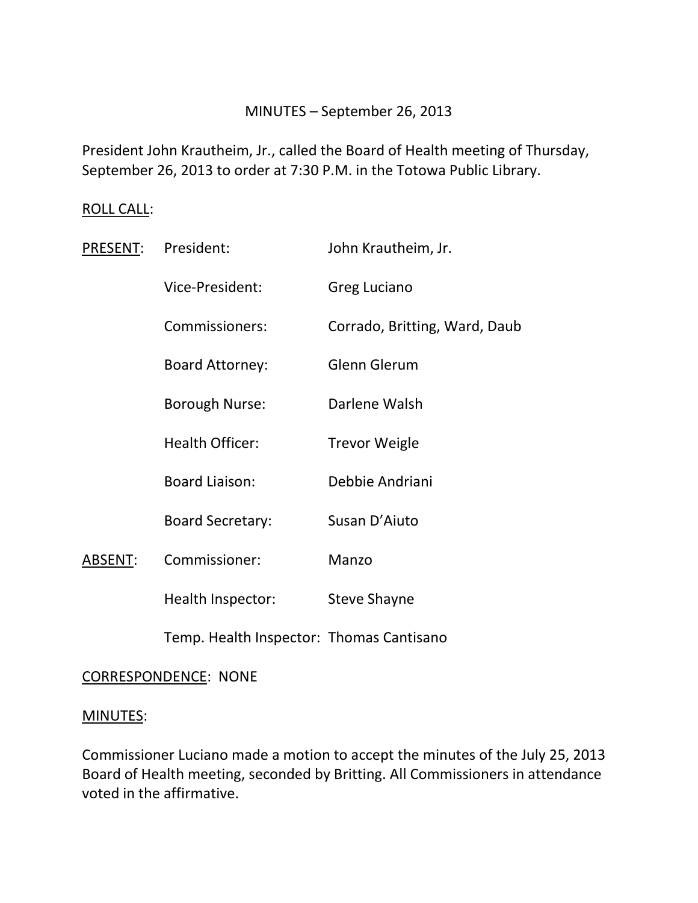# MINUTES – September 26, 2013

President John Krautheim, Jr., called the Board of Health meeting of Thursday, September 26, 2013 to order at 7:30 P.M. in the Totowa Public Library.

<u>ROLL CALL</u>:

| | | |
|---|---|---|
| <u>PRESENT</u>: | President: | John Krautheim, Jr. |
| | Vice-President: | Greg Luciano |
| | Commissioners: | Corrado, Britting, Ward, Daub |
| | Board Attorney: | Glenn Glerum |
| | Borough Nurse: | Darlene Walsh |
| | Health Officer: | Trevor Weigle |
| | Board Liaison: | Debbie Andriani |
| | Board Secretary: | Susan D'Aiuto |
| <u>ABSENT</u>: | Commissioner: | Manzo |
| | Health Inspector: | Steve Shayne |
| | Temp. Health Inspector: | Thomas Cantisano |

<u>CORRESPONDENCE</u>: NONE

<u>MINUTES</u>:

Commissioner Luciano made a motion to accept the minutes of the July 25, 2013 Board of Health meeting, seconded by Britting. All Commissioners in attendance voted in the affirmative.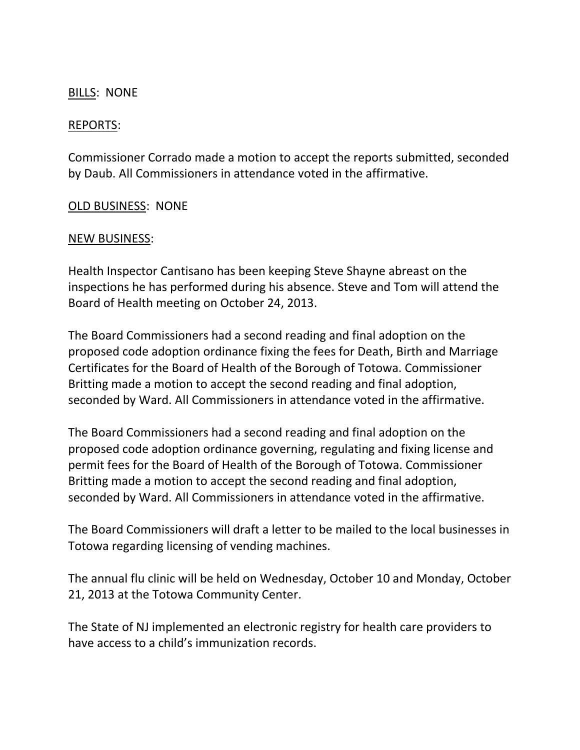<u>BILLS</u>: NONE

<u>REPORTS</u>:

Commissioner Corrado made a motion to accept the reports submitted, seconded by Daub. All Commissioners in attendance voted in the affirmative.

<u>OLD BUSINESS</u>: NONE

<u>NEW BUSINESS</u>:

Health Inspector Cantisano has been keeping Steve Shayne abreast on the inspections he has performed during his absence. Steve and Tom will attend the Board of Health meeting on October 24, 2013.

The Board Commissioners had a second reading and final adoption on the proposed code adoption ordinance fixing the fees for Death, Birth and Marriage Certificates for the Board of Health of the Borough of Totowa. Commissioner Britting made a motion to accept the second reading and final adoption, seconded by Ward. All Commissioners in attendance voted in the affirmative.

The Board Commissioners had a second reading and final adoption on the proposed code adoption ordinance governing, regulating and fixing license and permit fees for the Board of Health of the Borough of Totowa. Commissioner Britting made a motion to accept the second reading and final adoption, seconded by Ward. All Commissioners in attendance voted in the affirmative.

The Board Commissioners will draft a letter to be mailed to the local businesses in Totowa regarding licensing of vending machines.

The annual flu clinic will be held on Wednesday, October 10 and Monday, October 21, 2013 at the Totowa Community Center.

The State of NJ implemented an electronic registry for health care providers to have access to a child's immunization records.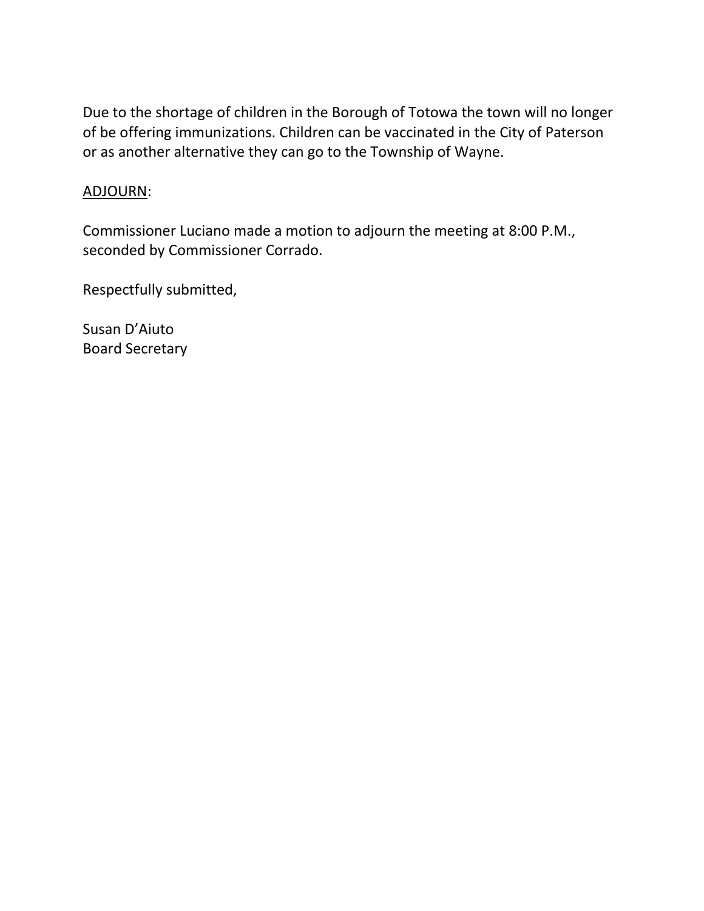Due to the shortage of children in the Borough of Totowa the town will no longer of be offering immunizations. Children can be vaccinated in the City of Paterson or as another alternative they can go to the Township of Wayne.

<u>ADJOURN</u>:

Commissioner Luciano made a motion to adjourn the meeting at 8:00 P.M., seconded by Commissioner Corrado.

Respectfully submitted,

Susan D'Aiuto
Board Secretary